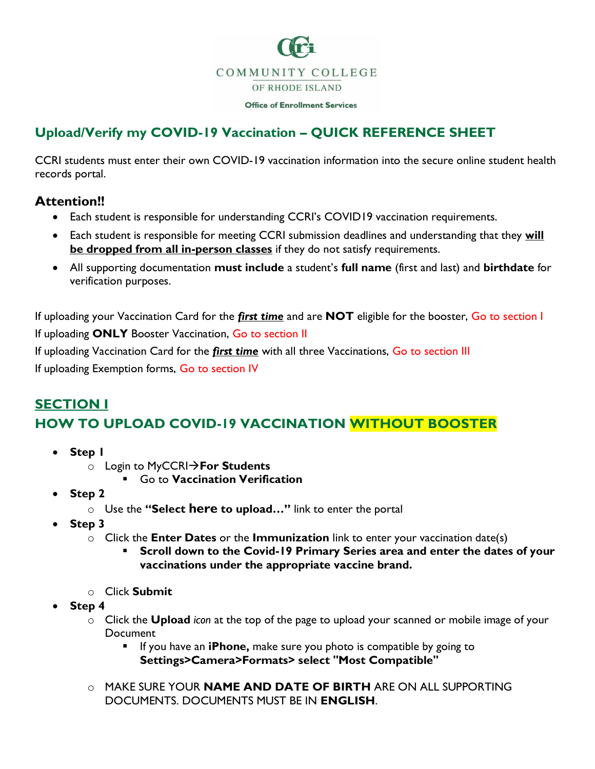COMMUNITY COLLEGE
OF RHODE ISLAND

Office of Enrollment Services

## Upload/Verify my COVID-19 Vaccination – QUICK REFERENCE SHEET

CCRI students must enter their own COVID-19 vaccination information into the secure online student health records portal.

### Attention!!

- Each student is responsible for understanding CCRI's COVID19 vaccination requirements.
- Each student is responsible for meeting CCRI submission deadlines and understanding that they **will be dropped from all in-person classes** if they do not satisfy requirements.
- All supporting documentation **must include** a student's **full name** (first and last) and **birthdate** for verification purposes.

If uploading your Vaccination Card for the ***first time*** and are **NOT** eligible for the booster, Go to section I

If uploading **ONLY** Booster Vaccination, Go to section II

If uploading Vaccination Card for the ***first time*** with all three Vaccinations, Go to section III

If uploading Exemption forms, Go to section IV

## SECTION I
## HOW TO UPLOAD COVID-19 VACCINATION WITHOUT BOOSTER

- **Step 1**
  - Login to MyCCRI→**For Students**
    - Go to **Vaccination Verification**
- **Step 2**
  - Use the **"Select here to upload…"** link to enter the portal
- **Step 3**
  - Click the **Enter Dates** or the **Immunization** link to enter your vaccination date(s)
    - **Scroll down to the Covid-19 Primary Series area and enter the dates of your vaccinations under the appropriate vaccine brand.**
  - Click **Submit**
- **Step 4**
  - Click the **Upload** *icon* at the top of the page to upload your scanned or mobile image of your Document
    - If you have an **iPhone,** make sure you photo is compatible by going to **Settings>Camera>Formats> select "Most Compatible"**
  - MAKE SURE YOUR **NAME AND DATE OF BIRTH** ARE ON ALL SUPPORTING DOCUMENTS. DOCUMENTS MUST BE IN **ENGLISH**.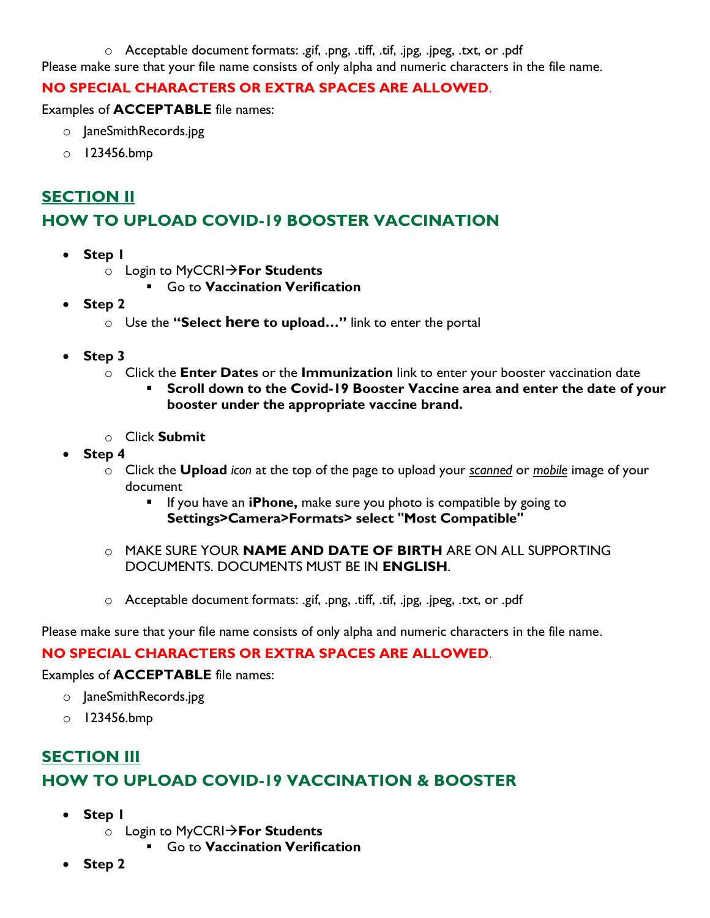- Acceptable document formats: .gif, .png, .tiff, .tif, .jpg, .jpeg, .txt, or .pdf

Please make sure that your file name consists of only alpha and numeric characters in the file name.

**NO SPECIAL CHARACTERS OR EXTRA SPACES ARE ALLOWED**.

Examples of **ACCEPTABLE** file names:

- JaneSmithRecords.jpg
- 123456.bmp

## SECTION II

## HOW TO UPLOAD COVID-19 BOOSTER VACCINATION

- **Step 1**
    - Login to MyCCRI→**For Students**
        - Go to **Vaccination Verification**
- **Step 2**
    - Use the **"Select here to upload…"** link to enter the portal
- **Step 3**
    - Click the **Enter Dates** or the **Immunization** link to enter your booster vaccination date
        - **Scroll down to the Covid-19 Booster Vaccine area and enter the date of your booster under the appropriate vaccine brand.**
    - Click **Submit**
- **Step 4**
    - Click the **Upload** *icon* at the top of the page to upload your *scanned* or *mobile* image of your document
        - If you have an **iPhone,** make sure you photo is compatible by going to **Settings>Camera>Formats> select "Most Compatible"**
    - MAKE SURE YOUR **NAME AND DATE OF BIRTH** ARE ON ALL SUPPORTING DOCUMENTS. DOCUMENTS MUST BE IN **ENGLISH**.
    - Acceptable document formats: .gif, .png, .tiff, .tif, .jpg, .jpeg, .txt, or .pdf

Please make sure that your file name consists of only alpha and numeric characters in the file name.

**NO SPECIAL CHARACTERS OR EXTRA SPACES ARE ALLOWED**.

Examples of **ACCEPTABLE** file names:

- JaneSmithRecords.jpg
- 123456.bmp

## SECTION III

## HOW TO UPLOAD COVID-19 VACCINATION & BOOSTER

- **Step 1**
    - Login to MyCCRI→**For Students**
        - Go to **Vaccination Verification**
- **Step 2**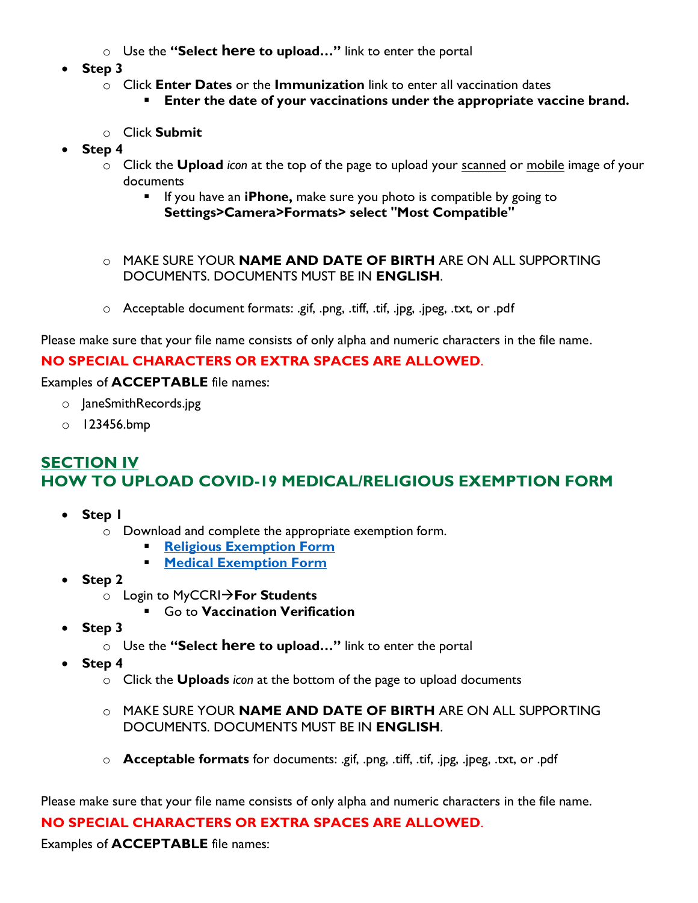- Use the **"Select here to upload…"** link to enter the portal

- **Step 3**
  - Click **Enter Dates** or the **Immunization** link to enter all vaccination dates
    - **Enter the date of your vaccinations under the appropriate vaccine brand.**
  - Click **Submit**
- **Step 4**
  - Click the **Upload** *icon* at the top of the page to upload your scanned or mobile image of your documents
    - If you have an **iPhone,** make sure you photo is compatible by going to **Settings>Camera>Formats> select "Most Compatible"**
  - MAKE SURE YOUR **NAME AND DATE OF BIRTH** ARE ON ALL SUPPORTING DOCUMENTS. DOCUMENTS MUST BE IN **ENGLISH**.
  - Acceptable document formats: .gif, .png, .tiff, .tif, .jpg, .jpeg, .txt, or .pdf

Please make sure that your file name consists of only alpha and numeric characters in the file name.

**NO SPECIAL CHARACTERS OR EXTRA SPACES ARE ALLOWED**.

Examples of **ACCEPTABLE** file names:

- JaneSmithRecords.jpg
- 123456.bmp

## SECTION IV
## HOW TO UPLOAD COVID-19 MEDICAL/RELIGIOUS EXEMPTION FORM

- **Step 1**
  - Download and complete the appropriate exemption form.
    - **Religious Exemption Form**
    - **Medical Exemption Form**
- **Step 2**
  - Login to MyCCRI→**For Students**
    - Go to **Vaccination Verification**
- **Step 3**
  - Use the **"Select here to upload…"** link to enter the portal
- **Step 4**
  - Click the **Uploads** *icon* at the bottom of the page to upload documents
  - MAKE SURE YOUR **NAME AND DATE OF BIRTH** ARE ON ALL SUPPORTING DOCUMENTS. DOCUMENTS MUST BE IN **ENGLISH**.
  - **Acceptable formats** for documents: .gif, .png, .tiff, .tif, .jpg, .jpeg, .txt, or .pdf

Please make sure that your file name consists of only alpha and numeric characters in the file name.

**NO SPECIAL CHARACTERS OR EXTRA SPACES ARE ALLOWED**.

Examples of **ACCEPTABLE** file names: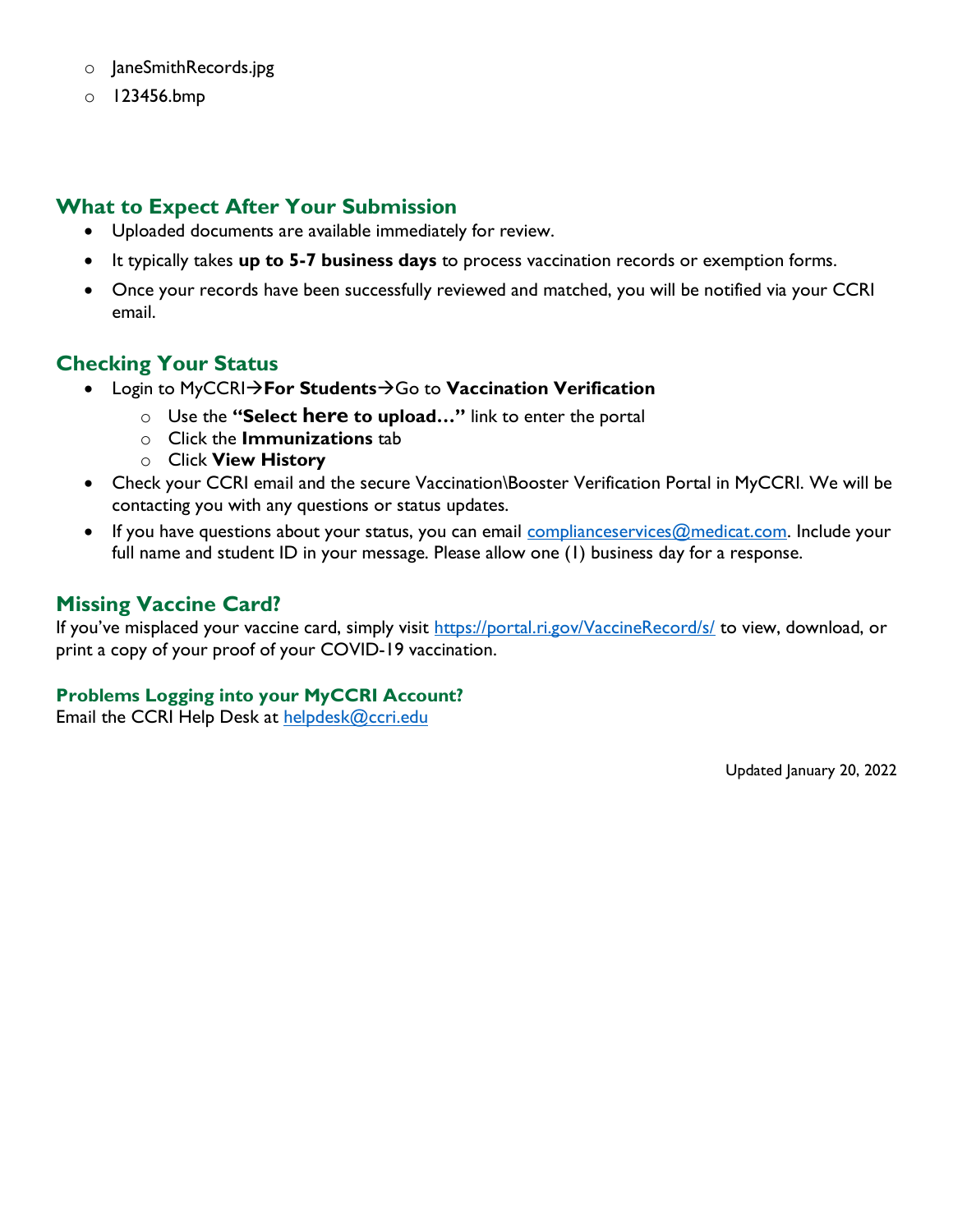- JaneSmithRecords.jpg
- 123456.bmp

## What to Expect After Your Submission

- Uploaded documents are available immediately for review.
- It typically takes **up to 5-7 business days** to process vaccination records or exemption forms.
- Once your records have been successfully reviewed and matched, you will be notified via your CCRI email.

## Checking Your Status

- Login to MyCCRI→**For Students**→Go to **Vaccination Verification**
  - Use the **"Select here to upload…"** link to enter the portal
  - Click the **Immunizations** tab
  - Click **View History**
- Check your CCRI email and the secure Vaccination\Booster Verification Portal in MyCCRI. We will be contacting you with any questions or status updates.
- If you have questions about your status, you can email [complianceservices@medicat.com](mailto:complianceservices@medicat.com). Include your full name and student ID in your message. Please allow one (1) business day for a response.

## Missing Vaccine Card?

If you've misplaced your vaccine card, simply visit [https://portal.ri.gov/VaccineRecord/s/](https://portal.ri.gov/VaccineRecord/s/) to view, download, or print a copy of your proof of your COVID-19 vaccination.

### Problems Logging into your MyCCRI Account?

Email the CCRI Help Desk at [helpdesk@ccri.edu](mailto:helpdesk@ccri.edu)

Updated January 20, 2022